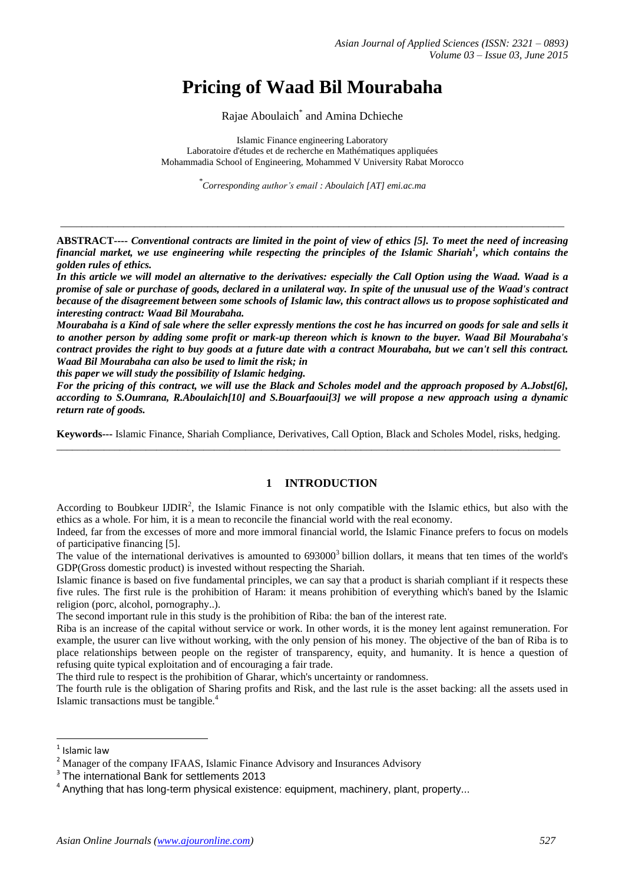# Pricing of Waad Bil Mourabaha

Rajae Aboulaich* and Amina Dchieche

Islamic Finance engineering Laboratory
Laboratoire d'études et de recherche en Mathématiques appliquées
Mohammadia School of Engineering, Mohammed V University Rabat Morocco

*Corresponding author's email : Aboulaich [AT] emi.ac.ma

---

**ABSTRACT----** ***Conventional contracts are limited in the point of view of ethics [5]. To meet the need of increasing financial market, we use engineering while respecting the principles of the Islamic Shariah[1], which contains the golden rules of ethics.***

***In this article we will model an alternative to the derivatives: especially the Call Option using the Waad. Waad is a promise of sale or purchase of goods, declared in a unilateral way. In spite of the unusual use of the Waad's contract because of the disagreement between some schools of Islamic law, this contract allows us to propose sophisticated and interesting contract: Waad Bil Mourabaha.***

***Mourabaha is a Kind of sale where the seller expressly mentions the cost he has incurred on goods for sale and sells it to another person by adding some profit or mark-up thereon which is known to the buyer. Waad Bil Mourabaha's contract provides the right to buy goods at a future date with a contract Mourabaha, but we can't sell this contract. Waad Bil Mourabaha can also be used to limit the risk; in***

***this paper we will study the possibility of Islamic hedging.***

***For the pricing of this contract, we will use the Black and Scholes model and the approach proposed by A.Jobst[6], according to S.Oumrana, R.Aboulaich[10] and S.Bouarfaoui[3] we will propose a new approach using a dynamic return rate of goods.***

**Keywords---** Islamic Finance, Shariah Compliance, Derivatives, Call Option, Black and Scholes Model, risks, hedging.

---

## 1 INTRODUCTION

According to Boubkeur IJDIR[2], the Islamic Finance is not only compatible with the Islamic ethics, but also with the ethics as a whole. For him, it is a mean to reconcile the financial world with the real economy.

Indeed, far from the excesses of more and more immoral financial world, the Islamic Finance prefers to focus on models of participative financing [5].

The value of the international derivatives is amounted to 693000[3] billion dollars, it means that ten times of the world's GDP(Gross domestic product) is invested without respecting the Shariah.

Islamic finance is based on five fundamental principles, we can say that a product is shariah compliant if it respects these five rules. The first rule is the prohibition of Haram: it means prohibition of everything which's baned by the Islamic religion (porc, alcohol, pornography..).

The second important rule in this study is the prohibition of Riba: the ban of the interest rate.

Riba is an increase of the capital without service or work. In other words, it is the money lent against remuneration. For example, the usurer can live without working, with the only pension of his money. The objective of the ban of Riba is to place relationships between people on the register of transparency, equity, and humanity. It is hence a question of refusing quite typical exploitation and of encouraging a fair trade.

The third rule to respect is the prohibition of Gharar, which's uncertainty or randomness.

The fourth rule is the obligation of Sharing profits and Risk, and the last rule is the asset backing: all the assets used in Islamic transactions must be tangible.[4]

---

[1] Islamic law

[2] Manager of the company IFAAS, Islamic Finance Advisory and Insurances Advisory

[3] The international Bank for settlements 2013

[4] Anything that has long-term physical existence: equipment, machinery, plant, property...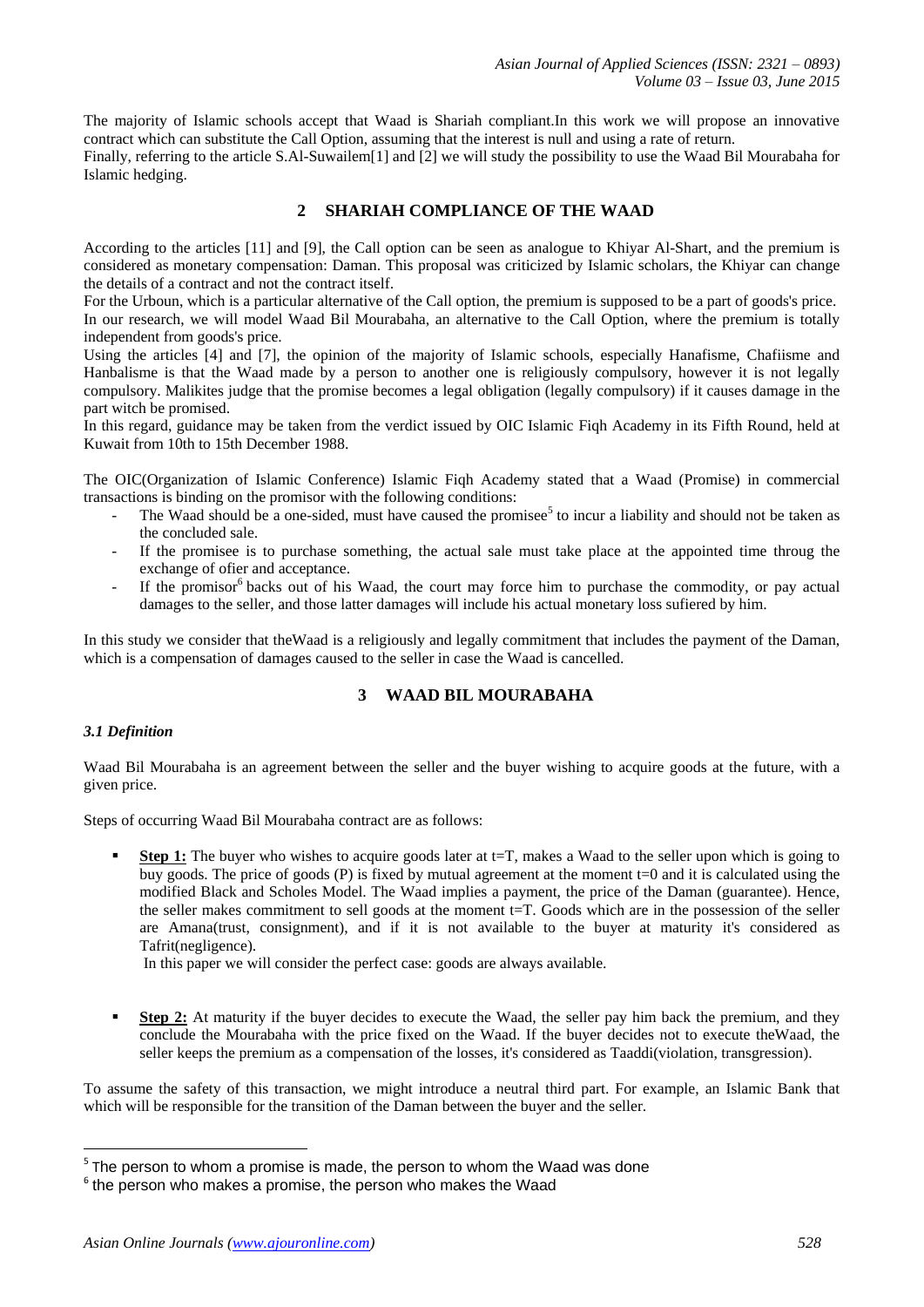The majority of Islamic schools accept that Waad is Shariah compliant.In this work we will propose an innovative contract which can substitute the Call Option, assuming that the interest is null and using a rate of return.

Finally, referring to the article S.Al-Suwailem[1] and [2] we will study the possibility to use the Waad Bil Mourabaha for Islamic hedging.

## 2 SHARIAH COMPLIANCE OF THE WAAD

According to the articles [11] and [9], the Call option can be seen as analogue to Khiyar Al-Shart, and the premium is considered as monetary compensation: Daman. This proposal was criticized by Islamic scholars, the Khiyar can change the details of a contract and not the contract itself.

For the Urboun, which is a particular alternative of the Call option, the premium is supposed to be a part of goods's price. In our research, we will model Waad Bil Mourabaha, an alternative to the Call Option, where the premium is totally independent from goods's price.

Using the articles [4] and [7], the opinion of the majority of Islamic schools, especially Hanafisme, Chafiisme and Hanbalisme is that the Waad made by a person to another one is religiously compulsory, however it is not legally compulsory. Malikites judge that the promise becomes a legal obligation (legally compulsory) if it causes damage in the part witch be promised.

In this regard, guidance may be taken from the verdict issued by OIC Islamic Fiqh Academy in its Fifth Round, held at Kuwait from 10th to 15th December 1988.

The OIC(Organization of Islamic Conference) Islamic Fiqh Academy stated that a Waad (Promise) in commercial transactions is binding on the promisor with the following conditions:

- The Waad should be a one-sided, must have caused the promisee[5] to incur a liability and should not be taken as the concluded sale.
- If the promisee is to purchase something, the actual sale must take place at the appointed time throug the exchange of ofier and acceptance.
- If the promisor[6] backs out of his Waad, the court may force him to purchase the commodity, or pay actual damages to the seller, and those latter damages will include his actual monetary loss sufiered by him.

In this study we consider that theWaad is a religiously and legally commitment that includes the payment of the Daman, which is a compensation of damages caused to the seller in case the Waad is cancelled.

## 3 WAAD BIL MOURABAHA

### *3.1 Definition*

Waad Bil Mourabaha is an agreement between the seller and the buyer wishing to acquire goods at the future, with a given price.

Steps of occurring Waad Bil Mourabaha contract are as follows:

- **Step 1:** The buyer who wishes to acquire goods later at t=T, makes a Waad to the seller upon which is going to buy goods. The price of goods (P) is fixed by mutual agreement at the moment t=0 and it is calculated using the modified Black and Scholes Model. The Waad implies a payment, the price of the Daman (guarantee). Hence, the seller makes commitment to sell goods at the moment t=T. Goods which are in the possession of the seller are Amana(trust, consignment), and if it is not available to the buyer at maturity it's considered as Tafrit(negligence).

  In this paper we will consider the perfect case: goods are always available.

- **Step 2:** At maturity if the buyer decides to execute the Waad, the seller pay him back the premium, and they conclude the Mourabaha with the price fixed on the Waad. If the buyer decides not to execute theWaad, the seller keeps the premium as a compensation of the losses, it's considered as Taaddi(violation, transgression).

To assume the safety of this transaction, we might introduce a neutral third part. For example, an Islamic Bank that which will be responsible for the transition of the Daman between the buyer and the seller.

---

[5] The person to whom a promise is made, the person to whom the Waad was done

[6] the person who makes a promise, the person who makes the Waad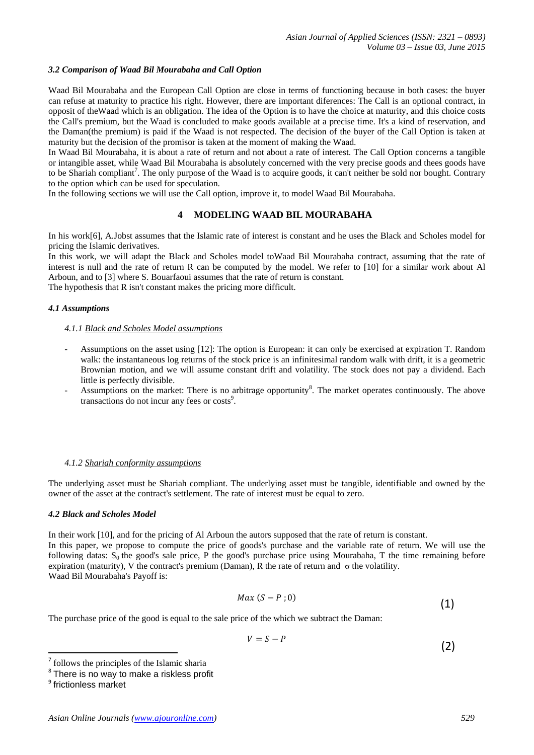### *3.2 Comparison of Waad Bil Mourabaha and Call Option*

Waad Bil Mourabaha and the European Call Option are close in terms of functioning because in both cases: the buyer can refuse at maturity to practice his right. However, there are important diferences: The Call is an optional contract, in opposit of theWaad which is an obligation. The idea of the Option is to have the choice at maturity, and this choice costs the Call's premium, but the Waad is concluded to make goods available at a precise time. It's a kind of reservation, and the Daman(the premium) is paid if the Waad is not respected. The decision of the buyer of the Call Option is taken at maturity but the decision of the promisor is taken at the moment of making the Waad.

In Waad Bil Mourabaha, it is about a rate of return and not about a rate of interest. The Call Option concerns a tangible or intangible asset, while Waad Bil Mourabaha is absolutely concerned with the very precise goods and thees goods have to be Shariah compliant[7]. The only purpose of the Waad is to acquire goods, it can't neither be sold nor bought. Contrary to the option which can be used for speculation.

In the following sections we will use the Call option, improve it, to model Waad Bil Mourabaha.

## 4 MODELING WAAD BIL MOURABAHA

In his work[6], A.Jobst assumes that the Islamic rate of interest is constant and he uses the Black and Scholes model for pricing the Islamic derivatives.

In this work, we will adapt the Black and Scholes model toWaad Bil Mourabaha contract, assuming that the rate of interest is null and the rate of return R can be computed by the model. We refer to [10] for a similar work about Al Arboun, and to [3] where S. Bouarfaoui assumes that the rate of return is constant.

The hypothesis that R isn't constant makes the pricing more difficult.

### *4.1 Assumptions*

#### *4.1.1 Black and Scholes Model assumptions*

- Assumptions on the asset using [12]: The option is European: it can only be exercised at expiration T. Random walk: the instantaneous log returns of the stock price is an infinitesimal random walk with drift, it is a geometric Brownian motion, and we will assume constant drift and volatility. The stock does not pay a dividend. Each little is perfectly divisible.
- Assumptions on the market: There is no arbitrage opportunity[8]. The market operates continuously. The above transactions do not incur any fees or costs[9].

#### *4.1.2 Shariah conformity assumptions*

The underlying asset must be Shariah compliant. The underlying asset must be tangible, identifiable and owned by the owner of the asset at the contract's settlement. The rate of interest must be equal to zero.

### *4.2 Black and Scholes Model*

In their work [10], and for the pricing of Al Arboun the autors supposed that the rate of return is constant.

In this paper, we propose to compute the price of goods's purchase and the variable rate of return. We will use the following datas: $S_0$ the good's sale price, P the good's purchase price using Mourabaha, T the time remaining before expiration (maturity), V the contract's premium (Daman), R the rate of return and $\sigma$ the volatility.

Waad Bil Mourabaha's Payoff is:

$$Max\ (S - P\ ; 0) \tag{1}$$

The purchase price of the good is equal to the sale price of the which we subtract the Daman:

$$V = S - P \tag{2}$$

---

[7] follows the principles of the Islamic sharia

[8] There is no way to make a riskless profit

[9] frictionless market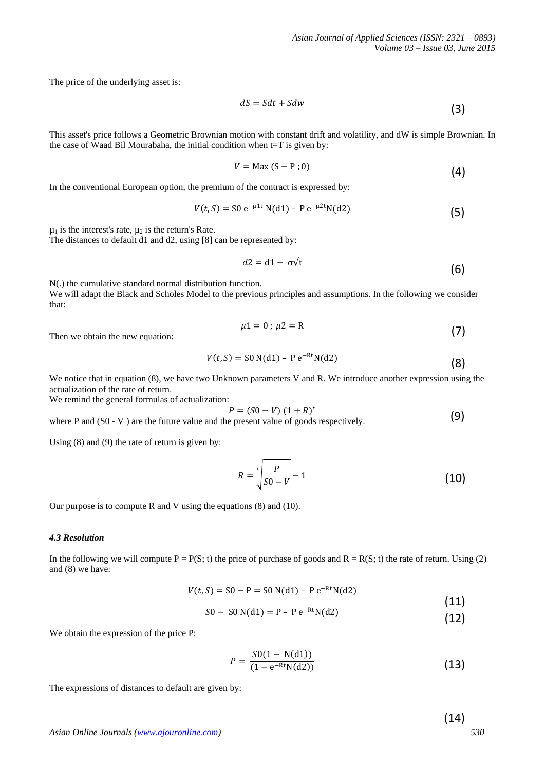The price of the underlying asset is:

$$dS = Sdt + Sdw \tag{3}$$

This asset's price follows a Geometric Brownian motion with constant drift and volatility, and dW is simple Brownian. In the case of Waad Bil Mourabaha, the initial condition when t=T is given by:

$$V = \text{Max}\,(\text{S} - \text{P}\,;0) \tag{4}$$

In the conventional European option, the premium of the contract is expressed by:

$$V(t, S) = \text{S0}\ \text{e}^{-\mu 1 \text{t}}\ \text{N(d1)} - \text{P}\ \text{e}^{-\mu 2 \text{t}}\text{N(d2)} \tag{5}$$

$\mu_1$ is the interest's rate, $\mu_2$ is the return's Rate.
The distances to default d1 and d2, using [8] can be represented by:

$$d2 = \text{d1} - \sigma\sqrt{\text{t}} \tag{6}$$

N(.) the cumulative standard normal distribution function.
We will adapt the Black and Scholes Model to the previous principles and assumptions. In the following we consider that:

$$\mu 1 = 0\ ;\ \mu 2 = \text{R} \tag{7}$$

Then we obtain the new equation:

$$V(t, S) = \text{S0}\,\text{N(d1)} - \text{P}\ \text{e}^{-\text{Rt}}\text{N(d2)} \tag{8}$$

We notice that in equation (8), we have two Unknown parameters V and R. We introduce another expression using the actualization of the rate of return.
We remind the general formulas of actualization:

$$P = (S0 - V)\ (1 + R)^t \tag{9}$$

where P and (S0 - V ) are the future value and the present value of goods respectively.

Using (8) and (9) the rate of return is given by:

$$R = \sqrt[t]{\frac{P}{S0 - V}} - 1 \tag{10}$$

Our purpose is to compute R and V using the equations (8) and (10).

### *4.3 Resolution*

In the following we will compute P = P(S; t) the price of purchase of goods and R = R(S; t) the rate of return. Using (2) and (8) we have:

$$V(t, S) = \text{S0} - \text{P} = \text{S0}\ \text{N(d1)} - \text{P}\ \text{e}^{-\text{Rt}}\text{N(d2)} \tag{11}$$

$$S0 - \ \text{S0}\ \text{N(d1)} = \text{P} - \ \text{P}\ \text{e}^{-\text{Rt}}\text{N(d2)} \tag{12}$$

We obtain the expression of the price P:

$$P = \frac{S0(1 - \text{N(d1)})}{(1 - \text{e}^{-\text{Rt}}\text{N(d2)})} \tag{13}$$

The expressions of distances to default are given by:

(14)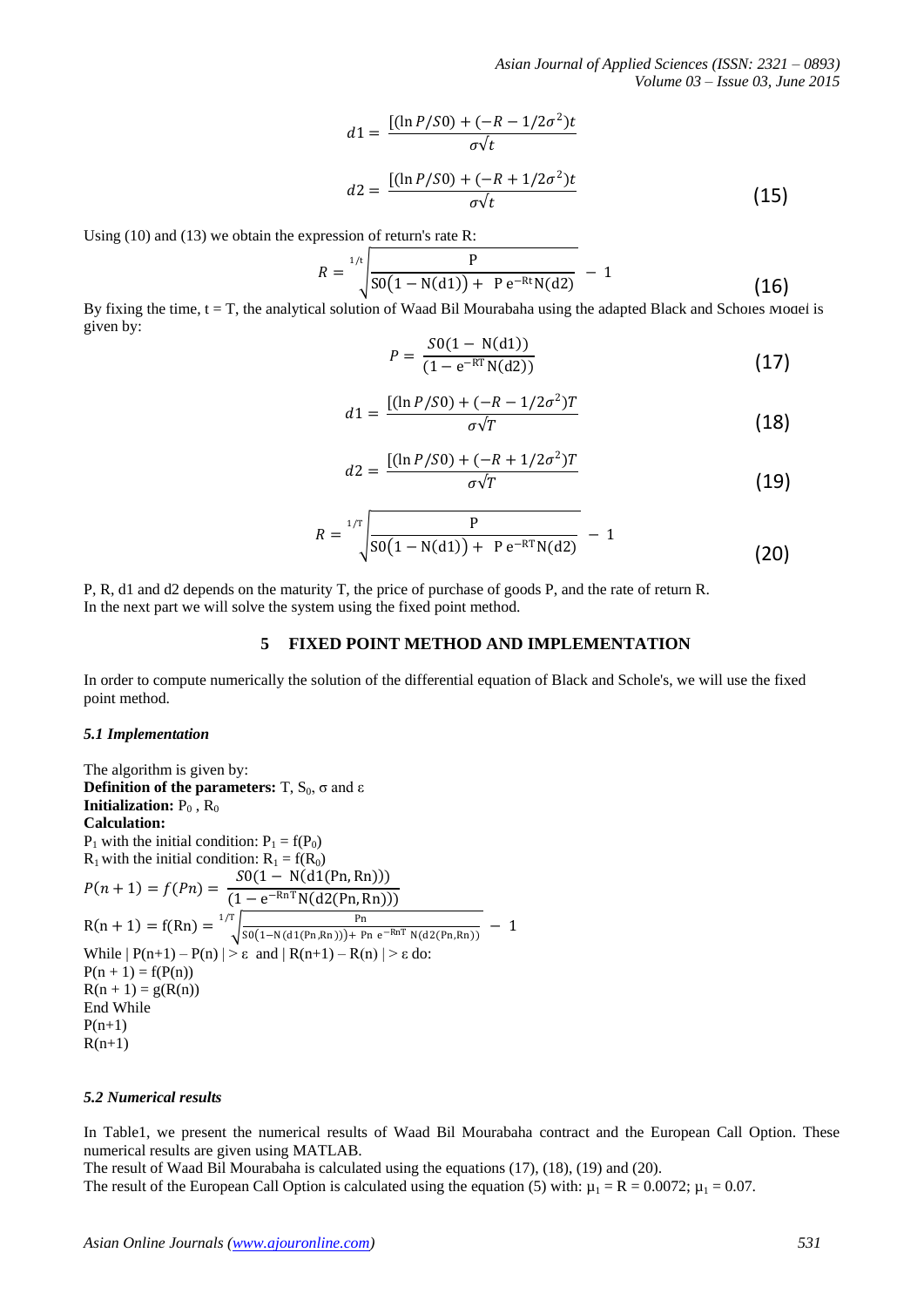$$d1 = \frac{[(\ln P/S0) + (-R - 1/2\sigma^2)t}{\sigma\sqrt{t}}$$

$$d2 = \frac{[(\ln P/S0) + (-R + 1/2\sigma^2)t}{\sigma\sqrt{t}} \tag{15}$$

Using (10) and (13) we obtain the expression of return's rate R:

$$R = \sqrt[1/t]{\frac{\text{P}}{\text{S0}(1 - \text{N(d1)}) + \text{P e}^{-\text{Rt}}\text{N(d2)}}} - 1 \tag{16}$$

By fixing the time, t = T, the analytical solution of Waad Bil Mourabaha using the adapted Black and Scholes Model is given by:

$$P = \frac{S0(1 - \text{N(d1)})}{(1 - \text{e}^{-\text{RT}}\text{N(d2)})} \tag{17}$$

$$d1 = \frac{[(\ln P/S0) + (-R - 1/2\sigma^2)T}{\sigma\sqrt{T}} \tag{18}$$

$$d2 = \frac{[(\ln P/S0) + (-R + 1/2\sigma^2)T}{\sigma\sqrt{T}} \tag{19}$$

$$R = \sqrt[1/T]{\frac{\text{P}}{\text{S0}(1 - \text{N(d1)}) + \text{P e}^{-\text{RT}}\text{N(d2)}}} - 1 \tag{20}$$

P, R, d1 and d2 depends on the maturity T, the price of purchase of goods P, and the rate of return R.
In the next part we will solve the system using the fixed point method.

## 5 FIXED POINT METHOD AND IMPLEMENTATION

In order to compute numerically the solution of the differential equation of Black and Schole's, we will use the fixed point method.

### *5.1 Implementation*

The algorithm is given by:
**Definition of the parameters:** T, $S_0$, σ and ε
**Initialization:** $P_0$ , $R_0$
**Calculation:**
$P_1$ with the initial condition: $P_1 = f(P_0)$
$R_1$ with the initial condition: $R_1 = f(R_0)$

$$P(n+1) = f(Pn) = \frac{S0(1 - \text{N(d1(Pn, Rn))})}{(1 - \text{e}^{-\text{RnT}}\text{N(d2(Pn, Rn))})}$$

$$\text{R}(n+1) = \text{f(Rn)} = \sqrt[1/T]{\frac{\text{Pn}}{\text{S0}(1-\text{N(d1(Pn,Rn))}) + \text{Pn e}^{-\text{RnT}}\text{N(d2(Pn,Rn))}}} - 1$$

While | P(n+1) – P(n) | > ε and | R(n+1) – R(n) | > ε do:
P(n + 1) = f(P(n))
R(n + 1) = g(R(n))
End While
P(n+1)
R(n+1)

### *5.2 Numerical results*

In Table1, we present the numerical results of Waad Bil Mourabaha contract and the European Call Option. These numerical results are given using MATLAB.
The result of Waad Bil Mourabaha is calculated using the equations (17), (18), (19) and (20).
The result of the European Call Option is calculated using the equation (5) with: $\mu_1$ = R = 0.0072; $\mu_1$ = 0.07.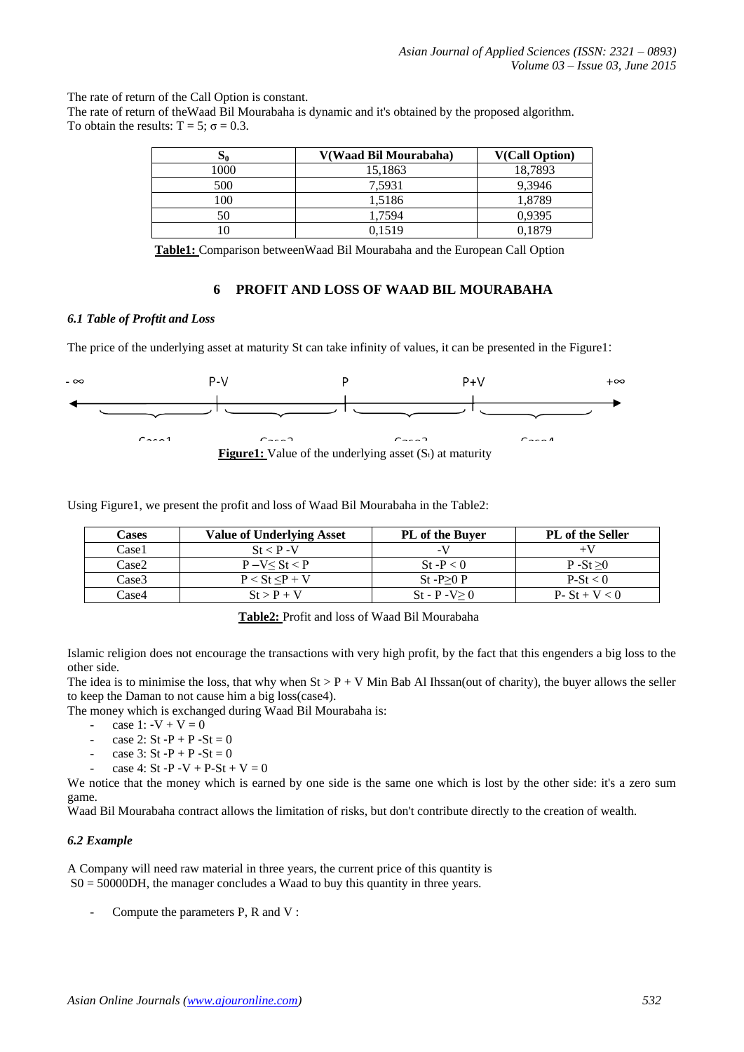The rate of return of the Call Option is constant.
The rate of return of theWaad Bil Mourabaha is dynamic and it's obtained by the proposed algorithm.
To obtain the results: $T = 5$; $\sigma = 0.3$.

| $S_0$ | V(Waad Bil Mourabaha) | V(Call Option) |
|---|---|---|
| 1000 | 15,1863 | 18,7893 |
| 500 | 7,5931 | 9,3946 |
| 100 | 1,5186 | 1,8789 |
| 50 | 1,7594 | 0,9395 |
| 10 | 0,1519 | 0,1879 |

**Table1:** Comparison betweenWaad Bil Mourabaha and the European Call Option

## 6 PROFIT AND LOSS OF WAAD BIL MOURABAHA

### *6.1 Table of Proftit and Loss*

The price of the underlying asset at maturity St can take infinity of values, it can be presented in the Figure1:

$-\infty$ P-V P P+V $+\infty$

Case1 Case2 Case3 Case4

**Figure1:** Value of the underlying asset ($S_t$) at maturity

Using Figure1, we present the profit and loss of Waad Bil Mourabaha in the Table2:

| Cases | Value of Underlying Asset | PL of the Buyer | PL of the Seller |
|---|---|---|---|
| Case1 | $St < P - V$ | $-V$ | $+V$ |
| Case2 | $P - V \leq St < P$ | $St - P < 0$ | $P - St \geq 0$ |
| Case3 | $P < St \leq P + V$ | $St - P \geq 0$ P | $P - St < 0$ |
| Case4 | $St > P + V$ | $St - P - V \geq 0$ | $P - St + V < 0$ |

**Table2:** Profit and loss of Waad Bil Mourabaha

Islamic religion does not encourage the transactions with very high profit, by the fact that this engenders a big loss to the other side.
The idea is to minimise the loss, that why when $St > P + V$ Min Bab Al Ihssan(out of charity), the buyer allows the seller to keep the Daman to not cause him a big loss(case4).
The money which is exchanged during Waad Bil Mourabaha is:

- case 1: $-V + V = 0$
- case 2: $St - P + P - St = 0$
- case 3: $St - P + P - St = 0$
- case 4: $St - P - V + P - St + V = 0$

We notice that the money which is earned by one side is the same one which is lost by the other side: it's a zero sum game.
Waad Bil Mourabaha contract allows the limitation of risks, but don't contribute directly to the creation of wealth.

### *6.2 Example*

A Company will need raw material in three years, the current price of this quantity is
$S0 = 50000$DH, the manager concludes a Waad to buy this quantity in three years.

- Compute the parameters P, R and V :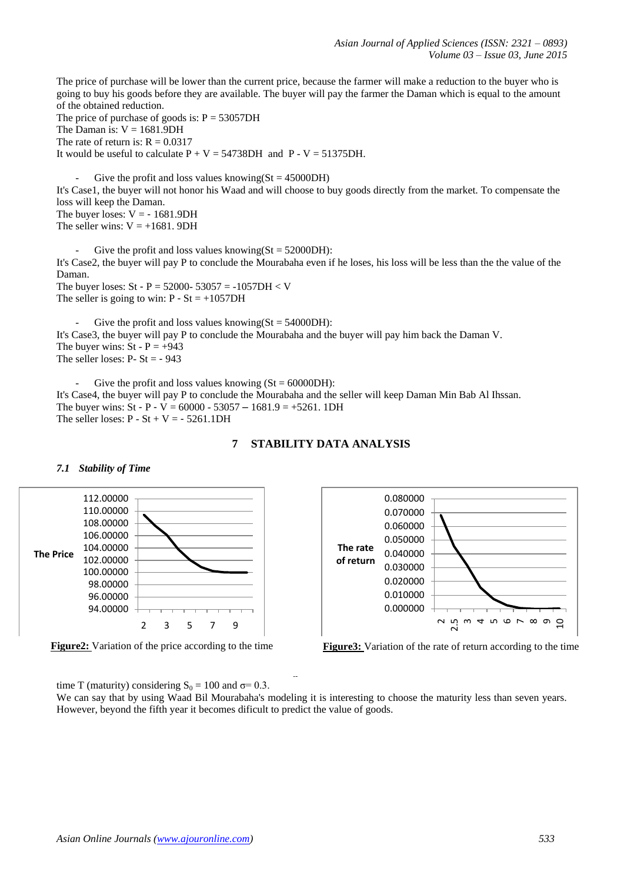The price of purchase will be lower than the current price, because the farmer will make a reduction to the buyer who is going to buy his goods before they are available. The buyer will pay the farmer the Daman which is equal to the amount of the obtained reduction.

The price of purchase of goods is: $P = 53057$DH

The Daman is: $V = 1681.9$DH

The rate of return is: $R = 0.0317$

It would be useful to calculate $P + V = 54738$DH and $P - V = 51375$DH.

- Give the profit and loss values knowing($S_t = 45000$DH)

It's Case1, the buyer will not honor his Waad and will choose to buy goods directly from the market. To compensate the loss will keep the Daman.

The buyer loses: $V = -1681.9$DH

The seller wins: $V = +1681.9$DH

- Give the profit and loss values knowing($S_t = 52000$DH):

It's Case2, the buyer will pay P to conclude the Mourabaha even if he loses, his loss will be less than the the value of the Daman.

The buyer loses: $S_t - P = 52000 - 53057 = -1057\text{DH} < V$

The seller is going to win: $P - S_t = +1057$DH

- Give the profit and loss values knowing($S_t = 54000$DH):

It's Case3, the buyer will pay P to conclude the Mourabaha and the buyer will pay him back the Daman V.

The buyer wins: $S_t - P = +943$

The seller loses: $P - S_t = -943$

- Give the profit and loss values knowing ($S_t = 60000$DH):

It's Case4, the buyer will pay P to conclude the Mourabaha and the seller will keep Daman Min Bab Al Ihssan.

The buyer wins: $S_t - P - V = 60000 - 53057 - 1681.9 = +5261.1$DH

The seller loses: $P - S_t + V = -5261.1$DH

## 7 STABILITY DATA ANALYSIS

### *7.1 Stability of Time*

**Figure2:** Variation of the price according to the time

**Figure3:** Variation of the rate of return according to the time

time T (maturity) considering $S_0 = 100$ and $\sigma = 0.3$.

We can say that by using Waad Bil Mourabaha's modeling it is interesting to choose the maturity less than seven years. However, beyond the fifth year it becomes dificult to predict the value of goods.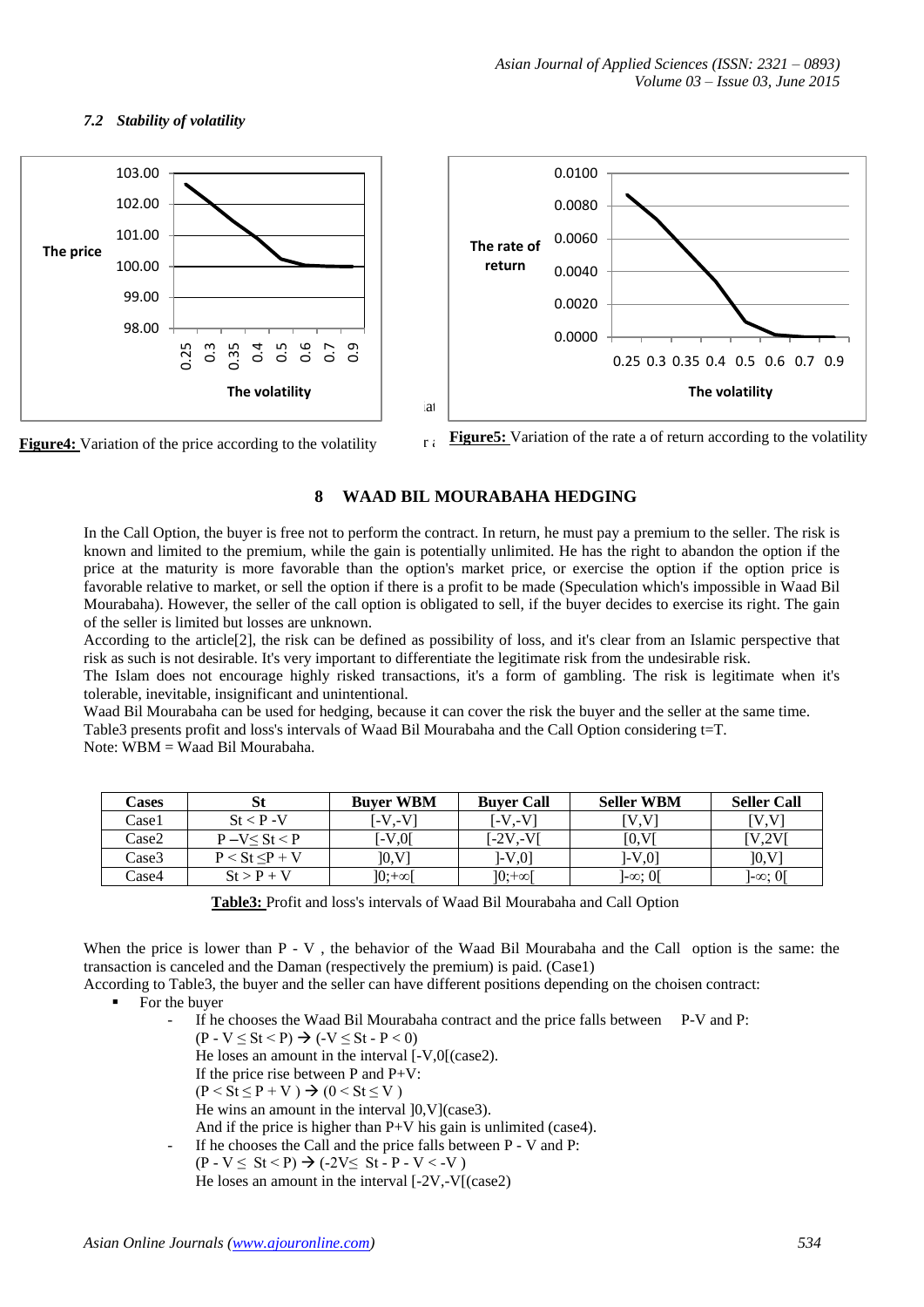### *7.2 Stability of volatility*

**Figure4:** Variation of the price according to the volatility

**Figure5:** Variation of the rate a of return according to the volatility

## 8 WAAD BIL MOURABAHA HEDGING

In the Call Option, the buyer is free not to perform the contract. In return, he must pay a premium to the seller. The risk is known and limited to the premium, while the gain is potentially unlimited. He has the right to abandon the option if the price at the maturity is more favorable than the option's market price, or exercise the option if the option price is favorable relative to market, or sell the option if there is a profit to be made (Speculation which's impossible in Waad Bil Mourabaha). However, the seller of the call option is obligated to sell, if the buyer decides to exercise its right. The gain of the seller is limited but losses are unknown.

According to the article[2], the risk can be defined as possibility of loss, and it's clear from an Islamic perspective that risk as such is not desirable. It's very important to differentiate the legitimate risk from the undesirable risk.

The Islam does not encourage highly risked transactions, it's a form of gambling. The risk is legitimate when it's tolerable, inevitable, insignificant and unintentional.

Waad Bil Mourabaha can be used for hedging, because it can cover the risk the buyer and the seller at the same time.

Table3 presents profit and loss's intervals of Waad Bil Mourabaha and the Call Option considering t=T.

Note: WBM = Waad Bil Mourabaha.

| Cases | St | Buyer WBM | Buyer Call | Seller WBM | Seller Call |
|---|---|---|---|---|---|
| Case1 | $St < P - V$ | [-V,-V] | [-V,-V] | [V,V] | [V,V] |
| Case2 | $P - V \leq St < P$ | [-V,0[ | [-2V,-V[ | [0,V[ | [V,2V[ |
| Case3 | $P < St \leq P + V$ | ]0,V] | ]-V,0] | ]-V,0] | ]0,V] |
| Case4 | $St > P + V$ | ]0;+∞[ | ]0;+∞[ | ]-∞; 0[ | ]-∞; 0[ |

**Table3:** Profit and loss's intervals of Waad Bil Mourabaha and Call Option

When the price is lower than P - V , the behavior of the Waad Bil Mourabaha and the Call option is the same: the transaction is canceled and the Daman (respectively the premium) is paid. (Case1)

According to Table3, the buyer and the seller can have different positions depending on the choisen contract:

- For the buyer
  - If he chooses the Waad Bil Mourabaha contract and the price falls between P-V and P:
    $(P - V \leq St < P) \rightarrow (-V \leq St - P < 0)$
    He loses an amount in the interval [-V,0[(case2).
    If the price rise between P and P+V:
    $(P < St \leq P + V) \rightarrow (0 < St \leq V)$
    He wins an amount in the interval ]0,V](case3).
    And if the price is higher than P+V his gain is unlimited (case4).
  - If he chooses the Call and the price falls between P - V and P:
    $(P - V \leq St < P) \rightarrow (-2V \leq St - P - V < -V)$
    He loses an amount in the interval [-2V,-V[(case2)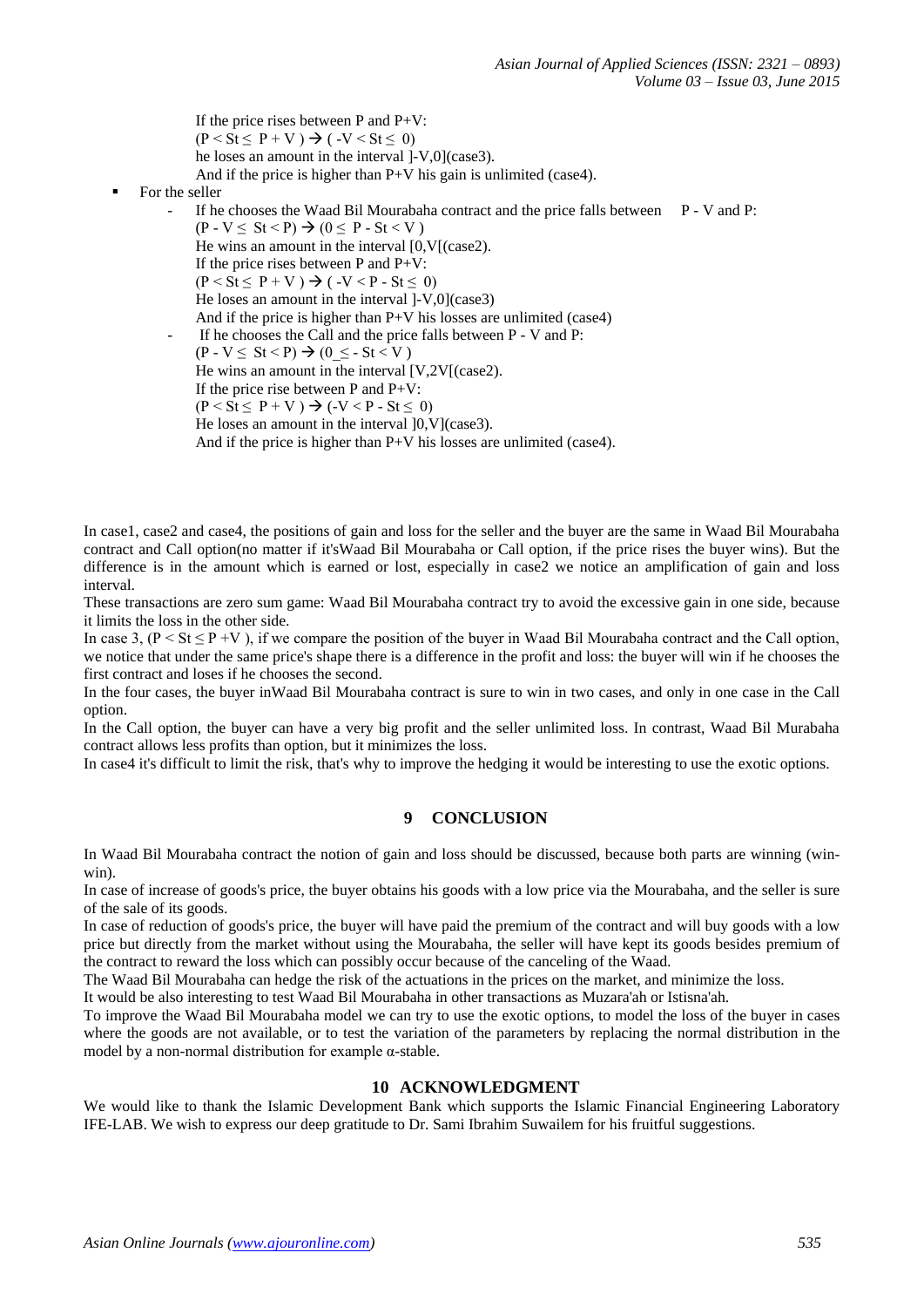If the price rises between P and P+V:

$(P < S_t \leq P + V) \rightarrow (-V < S_t \leq 0)$

he loses an amount in the interval $]-V,0]$(case3).

And if the price is higher than P+V his gain is unlimited (case4).

- For the seller
  - If he chooses the Waad Bil Mourabaha contract and the price falls between P - V and P:

    $(P - V \leq S_t < P) \rightarrow (0 \leq P - S_t < V)$

    He wins an amount in the interval $[0,V[$(case2).

    If the price rises between P and P+V:

    $(P < S_t \leq P + V) \rightarrow (-V < P - S_t \leq 0)$

    He loses an amount in the interval $]-V,0]$(case3)

    And if the price is higher than P+V his losses are unlimited (case4)
  - If he chooses the Call and the price falls between P - V and P:

    $(P - V \leq S_t < P) \rightarrow (0 \leq - S_t < V)$

    He wins an amount in the interval $[V,2V[$(case2).

    If the price rise between P and P+V:

    $(P < S_t \leq P + V) \rightarrow (-V < P - S_t \leq 0)$

    He loses an amount in the interval $]0,V]$(case3).

    And if the price is higher than P+V his losses are unlimited (case4).

In case1, case2 and case4, the positions of gain and loss for the seller and the buyer are the same in Waad Bil Mourabaha contract and Call option(no matter if it'sWaad Bil Mourabaha or Call option, if the price rises the buyer wins). But the difference is in the amount which is earned or lost, especially in case2 we notice an amplification of gain and loss interval.

These transactions are zero sum game: Waad Bil Mourabaha contract try to avoid the excessive gain in one side, because it limits the loss in the other side.

In case 3, $(P < S_t \leq P + V)$, if we compare the position of the buyer in Waad Bil Mourabaha contract and the Call option, we notice that under the same price's shape there is a difference in the profit and loss: the buyer will win if he chooses the first contract and loses if he chooses the second.

In the four cases, the buyer inWaad Bil Mourabaha contract is sure to win in two cases, and only in one case in the Call option.

In the Call option, the buyer can have a very big profit and the seller unlimited loss. In contrast, Waad Bil Murabaha contract allows less profits than option, but it minimizes the loss.

In case4 it's difficult to limit the risk, that's why to improve the hedging it would be interesting to use the exotic options.

## 9 CONCLUSION

In Waad Bil Mourabaha contract the notion of gain and loss should be discussed, because both parts are winning (win-win).

In case of increase of goods's price, the buyer obtains his goods with a low price via the Mourabaha, and the seller is sure of the sale of its goods.

In case of reduction of goods's price, the buyer will have paid the premium of the contract and will buy goods with a low price but directly from the market without using the Mourabaha, the seller will have kept its goods besides premium of the contract to reward the loss which can possibly occur because of the canceling of the Waad.

The Waad Bil Mourabaha can hedge the risk of the actuations in the prices on the market, and minimize the loss.

It would be also interesting to test Waad Bil Mourabaha in other transactions as Muzara'ah or Istisna'ah.

To improve the Waad Bil Mourabaha model we can try to use the exotic options, to model the loss of the buyer in cases where the goods are not available, or to test the variation of the parameters by replacing the normal distribution in the model by a non-normal distribution for example $\alpha$-stable.

## 10 ACKNOWLEDGMENT

We would like to thank the Islamic Development Bank which supports the Islamic Financial Engineering Laboratory IFE-LAB. We wish to express our deep gratitude to Dr. Sami Ibrahim Suwailem for his fruitful suggestions.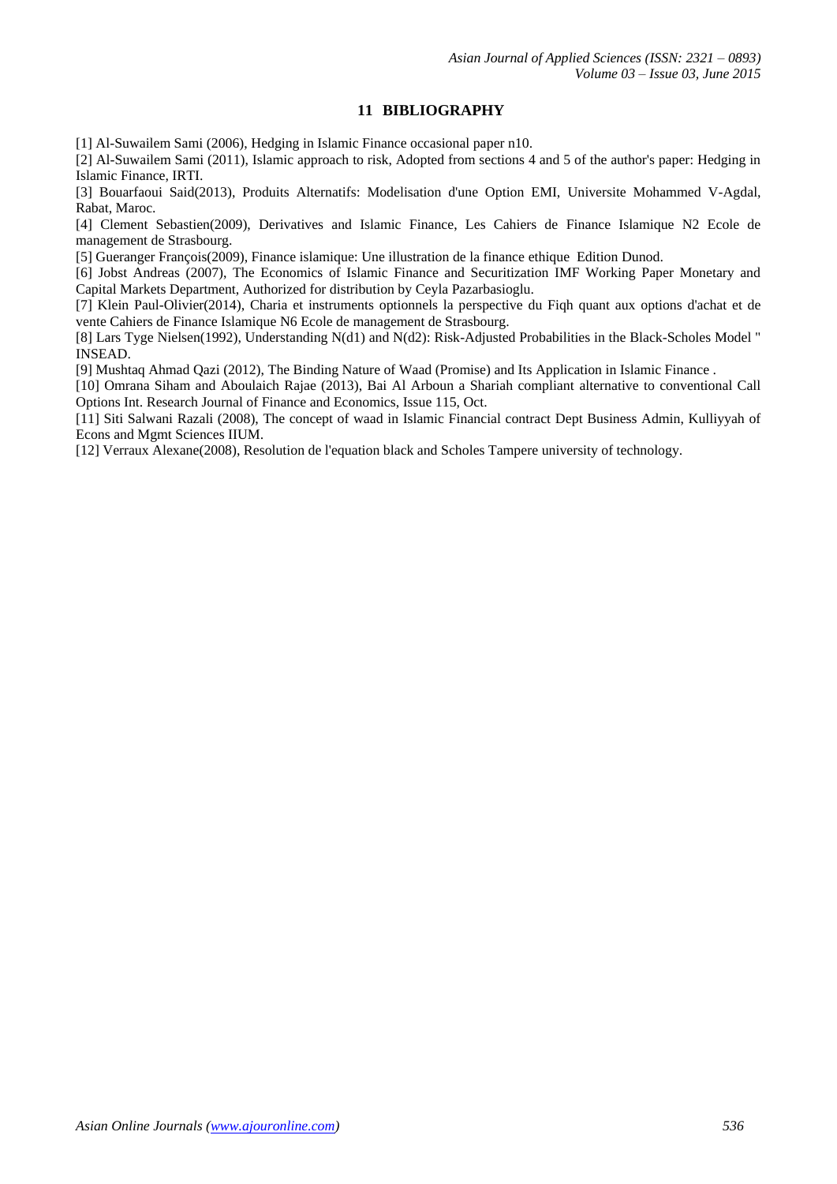## 11 BIBLIOGRAPHY

[1] Al-Suwailem Sami (2006), Hedging in Islamic Finance occasional paper n10.

[2] Al-Suwailem Sami (2011), Islamic approach to risk, Adopted from sections 4 and 5 of the author's paper: Hedging in Islamic Finance, IRTI.

[3] Bouarfaoui Said(2013), Produits Alternatifs: Modelisation d'une Option EMI, Universite Mohammed V-Agdal, Rabat, Maroc.

[4] Clement Sebastien(2009), Derivatives and Islamic Finance, Les Cahiers de Finance Islamique N2 Ecole de management de Strasbourg.

[5] Gueranger François(2009), Finance islamique: Une illustration de la finance ethique Edition Dunod.

[6] Jobst Andreas (2007), The Economics of Islamic Finance and Securitization IMF Working Paper Monetary and Capital Markets Department, Authorized for distribution by Ceyla Pazarbasioglu.

[7] Klein Paul-Olivier(2014), Charia et instruments optionnels la perspective du Fiqh quant aux options d'achat et de vente Cahiers de Finance Islamique N6 Ecole de management de Strasbourg.

[8] Lars Tyge Nielsen(1992), Understanding N(d1) and N(d2): Risk-Adjusted Probabilities in the Black-Scholes Model " INSEAD.

[9] Mushtaq Ahmad Qazi (2012), The Binding Nature of Waad (Promise) and Its Application in Islamic Finance .

[10] Omrana Siham and Aboulaich Rajae (2013), Bai Al Arboun a Shariah compliant alternative to conventional Call Options Int. Research Journal of Finance and Economics, Issue 115, Oct.

[11] Siti Salwani Razali (2008), The concept of waad in Islamic Financial contract Dept Business Admin, Kulliyyah of Econs and Mgmt Sciences IIUM.

[12] Verraux Alexane(2008), Resolution de l'equation black and Scholes Tampere university of technology.